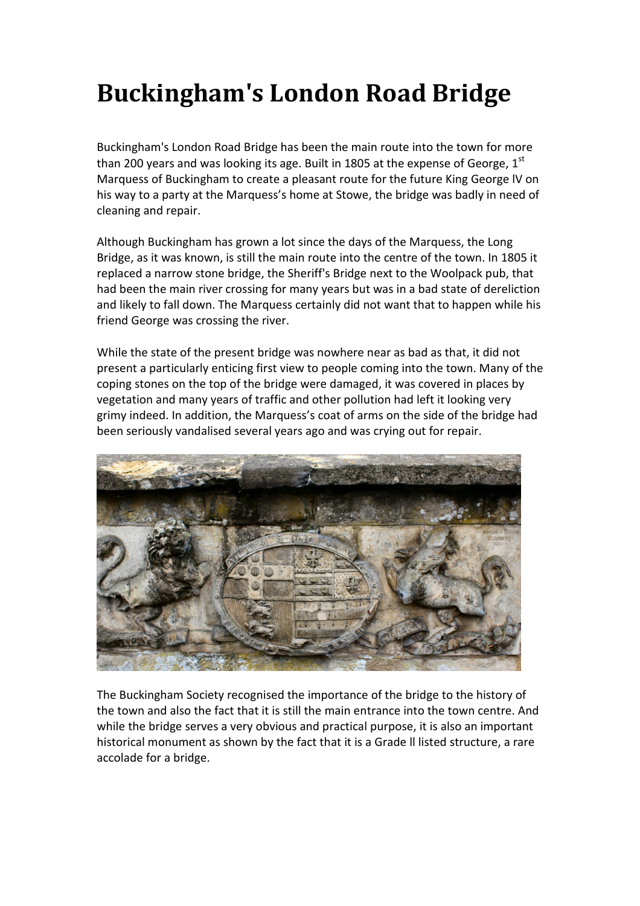# Buckingham's London Road Bridge

Buckingham's London Road Bridge has been the main route into the town for more than 200 years and was looking its age. Built in 1805 at the expense of George, 1st Marquess of Buckingham to create a pleasant route for the future King George lV on his way to a party at the Marquess's home at Stowe, the bridge was badly in need of cleaning and repair.

Although Buckingham has grown a lot since the days of the Marquess, the Long Bridge, as it was known, is still the main route into the centre of the town. In 1805 it replaced a narrow stone bridge, the Sheriff's Bridge next to the Woolpack pub, that had been the main river crossing for many years but was in a bad state of dereliction and likely to fall down. The Marquess certainly did not want that to happen while his friend George was crossing the river.

While the state of the present bridge was nowhere near as bad as that, it did not present a particularly enticing first view to people coming into the town. Many of the coping stones on the top of the bridge were damaged, it was covered in places by vegetation and many years of traffic and other pollution had left it looking very grimy indeed. In addition, the Marquess's coat of arms on the side of the bridge had been seriously vandalised several years ago and was crying out for repair.

The Buckingham Society recognised the importance of the bridge to the history of the town and also the fact that it is still the main entrance into the town centre. And while the bridge serves a very obvious and practical purpose, it is also an important historical monument as shown by the fact that it is a Grade ll listed structure, a rare accolade for a bridge.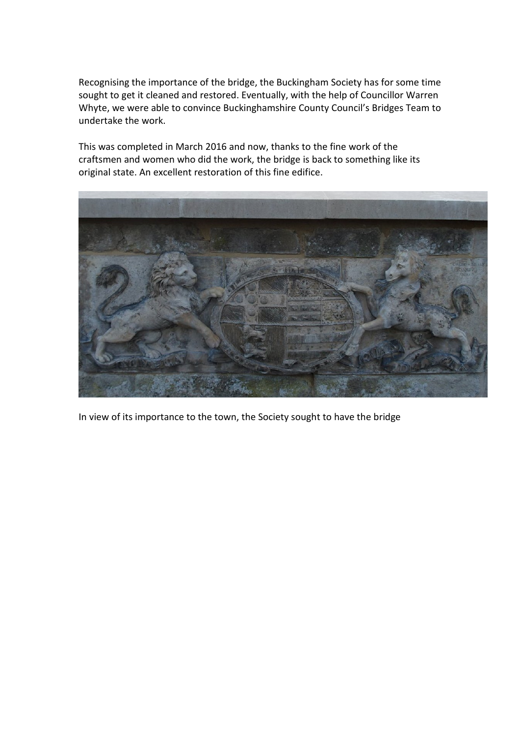Recognising the importance of the bridge, the Buckingham Society has for some time sought to get it cleaned and restored. Eventually, with the help of Councillor Warren Whyte, we were able to convince Buckinghamshire County Council's Bridges Team to undertake the work.

This was completed in March 2016 and now, thanks to the fine work of the craftsmen and women who did the work, the bridge is back to something like its original state. An excellent restoration of this fine edifice.

In view of its importance to the town, the Society sought to have the bridge